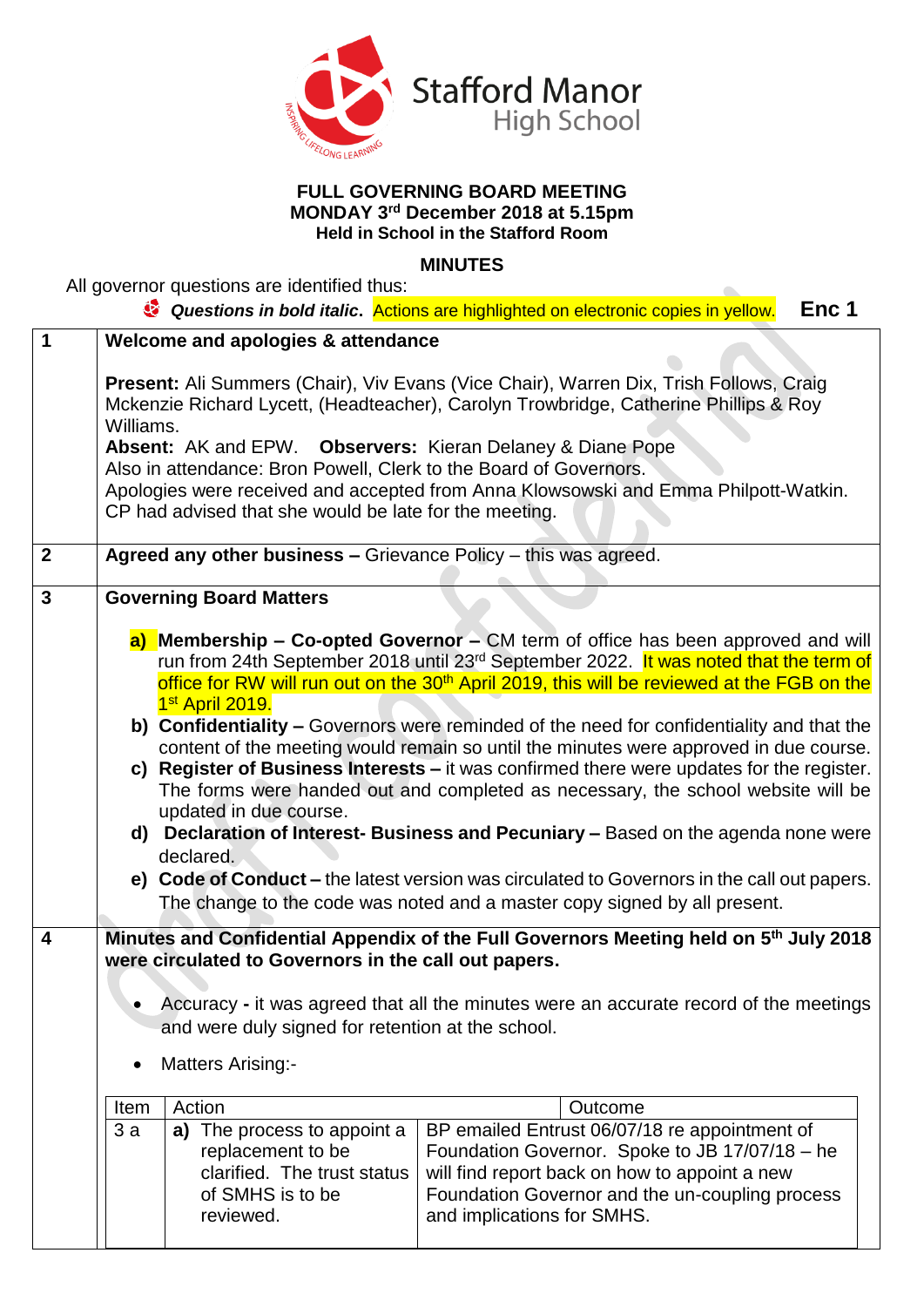Stafford Manor High School

**FULL GOVERNING BOARD MEETING**
**MONDAY 3rd December 2018 at 5.15pm**
**Held in School in the Stafford Room**

## MINUTES

All governor questions are identified thus:

***Questions in bold italic***. Actions are highlighted on electronic copies in yellow. **Enc 1**

| | |
|---|---|
| **1** | **Welcome and apologies & attendance**<br><br>**Present:** Ali Summers (Chair), Viv Evans (Vice Chair), Warren Dix, Trish Follows, Craig Mckenzie Richard Lycett, (Headteacher), Carolyn Trowbridge, Catherine Phillips & Roy Williams.<br>**Absent:** AK and EPW. **Observers:** Kieran Delaney & Diane Pope<br>Also in attendance: Bron Powell, Clerk to the Board of Governors.<br>Apologies were received and accepted from Anna Klowsowski and Emma Philpott-Watkin.<br>CP had advised that she would be late for the meeting. |
| **2** | **Agreed any other business –** Grievance Policy – this was agreed. |
| **3** | **Governing Board Matters**<br><br>**a) Membership – Co-opted Governor –** CM term of office has been approved and will run from 24th September 2018 until 23rd September 2022. It was noted that the term of office for RW will run out on the 30th April 2019, this will be reviewed at the FGB on the 1st April 2019.<br>**b) Confidentiality –** Governors were reminded of the need for confidentiality and that the content of the meeting would remain so until the minutes were approved in due course.<br>**c) Register of Business Interests –** it was confirmed there were updates for the register. The forms were handed out and completed as necessary, the school website will be updated in due course.<br>**d) Declaration of Interest- Business and Pecuniary –** Based on the agenda none were declared.<br>**e) Code of Conduct –** the latest version was circulated to Governors in the call out papers. The change to the code was noted and a master copy signed by all present. |
| **4** | **Minutes and Confidential Appendix of the Full Governors Meeting held on 5th July 2018 were circulated to Governors in the call out papers.**<br><br>• Accuracy **-** it was agreed that all the minutes were an accurate record of the meetings and were duly signed for retention at the school.<br><br>• Matters Arising:- |

| Item | Action | Outcome |
|---|---|---|
| 3 a | **a)** The process to appoint a replacement to be clarified. The trust status of SMHS is to be reviewed. | BP emailed Entrust 06/07/18 re appointment of Foundation Governor. Spoke to JB 17/07/18 – he will find report back on how to appoint a new Foundation Governor and the un-coupling process and implications for SMHS. |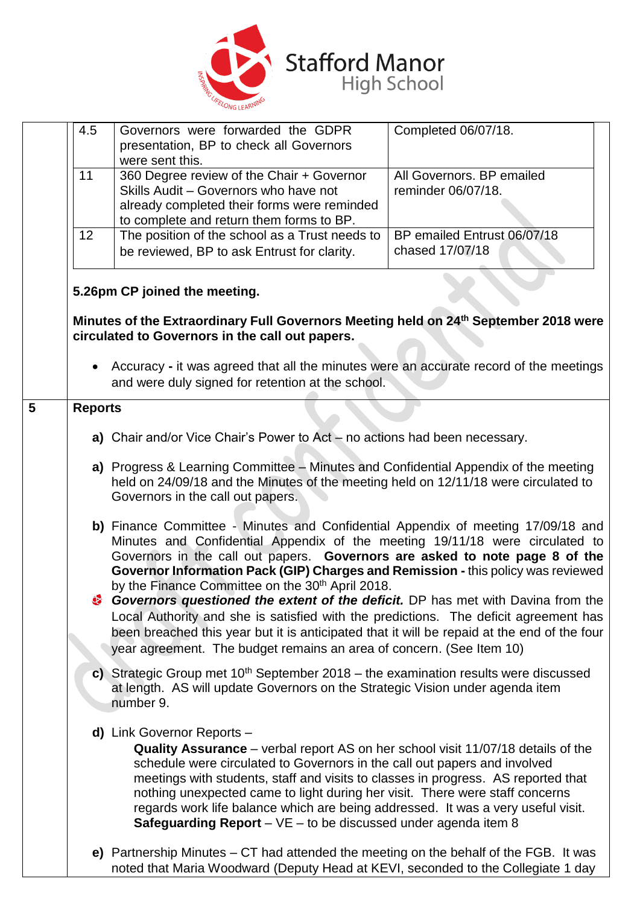| | | |
|---|---|---|
| 4.5 | Governors were forwarded the GDPR presentation, BP to check all Governors were sent this. | Completed 06/07/18. |
| 11 | 360 Degree review of the Chair + Governor Skills Audit – Governors who have not already completed their forms were reminded to complete and return them forms to BP. | All Governors. BP emailed reminder 06/07/18. |
| 12 | The position of the school as a Trust needs to be reviewed, BP to ask Entrust for clarity. | BP emailed Entrust 06/07/18 chased 17/07/18 |

**5.26pm CP joined the meeting.**

**Minutes of the Extraordinary Full Governors Meeting held on 24th September 2018 were circulated to Governors in the call out papers.**

- Accuracy **-** it was agreed that all the minutes were an accurate record of the meetings and were duly signed for retention at the school.

**5 Reports**

**a)** Chair and/or Vice Chair's Power to Act – no actions had been necessary.

**a)** Progress & Learning Committee – Minutes and Confidential Appendix of the meeting held on 24/09/18 and the Minutes of the meeting held on 12/11/18 were circulated to Governors in the call out papers.

**b)** Finance Committee - Minutes and Confidential Appendix of meeting 17/09/18 and Minutes and Confidential Appendix of the meeting 19/11/18 were circulated to Governors in the call out papers. **Governors are asked to note page 8 of the Governor Information Pack (GIP) Charges and Remission -** this policy was reviewed by the Finance Committee on the 30th April 2018.

***Governors questioned the extent of the deficit.*** DP has met with Davina from the Local Authority and she is satisfied with the predictions. The deficit agreement has been breached this year but it is anticipated that it will be repaid at the end of the four year agreement. The budget remains an area of concern. (See Item 10)

**c)** Strategic Group met 10th September 2018 – the examination results were discussed at length. AS will update Governors on the Strategic Vision under agenda item number 9.

**d)** Link Governor Reports –

**Quality Assurance** – verbal report AS on her school visit 11/07/18 details of the schedule were circulated to Governors in the call out papers and involved meetings with students, staff and visits to classes in progress. AS reported that nothing unexpected came to light during her visit. There were staff concerns regards work life balance which are being addressed. It was a very useful visit.

**Safeguarding Report** – VE – to be discussed under agenda item 8

**e)** Partnership Minutes – CT had attended the meeting on the behalf of the FGB. It was noted that Maria Woodward (Deputy Head at KEVI, seconded to the Collegiate 1 day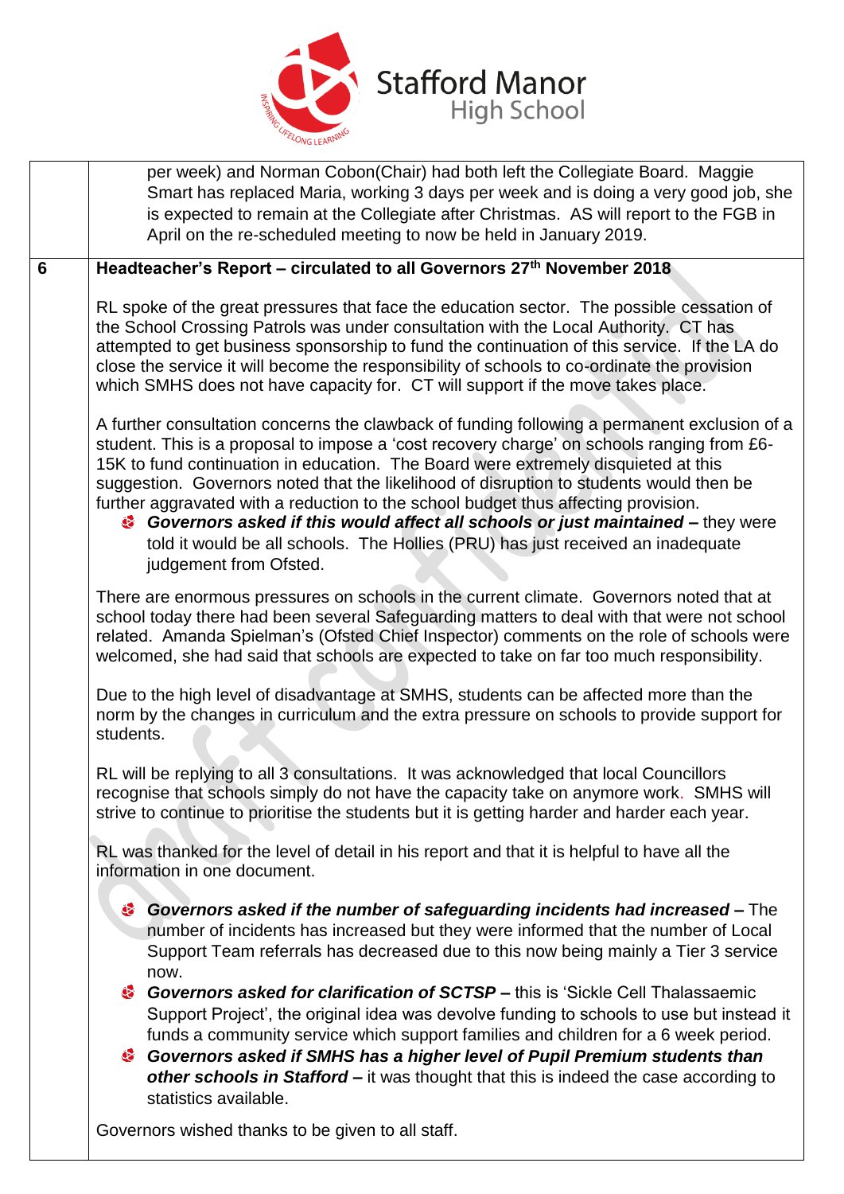| | |
|---|---|
| | per week) and Norman Cobon(Chair) had both left the Collegiate Board. Maggie Smart has replaced Maria, working 3 days per week and is doing a very good job, she is expected to remain at the Collegiate after Christmas. AS will report to the FGB in April on the re-scheduled meeting to now be held in January 2019. |
| **6** | **Headteacher's Report – circulated to all Governors 27th November 2018**<br><br>RL spoke of the great pressures that face the education sector. The possible cessation of the School Crossing Patrols was under consultation with the Local Authority. CT has attempted to get business sponsorship to fund the continuation of this service. If the LA do close the service it will become the responsibility of schools to co-ordinate the provision which SMHS does not have capacity for. CT will support if the move takes place.<br><br>A further consultation concerns the clawback of funding following a permanent exclusion of a student. This is a proposal to impose a 'cost recovery charge' on schools ranging from £6-15K to fund continuation in education. The Board were extremely disquieted at this suggestion. Governors noted that the likelihood of disruption to students would then be further aggravated with a reduction to the school budget thus affecting provision.<br>- ***Governors asked if this would affect all schools or just maintained –*** they were told it would be all schools. The Hollies (PRU) has just received an inadequate judgement from Ofsted.<br><br>There are enormous pressures on schools in the current climate. Governors noted that at school today there had been several Safeguarding matters to deal with that were not school related. Amanda Spielman's (Ofsted Chief Inspector) comments on the role of schools were welcomed, she had said that schools are expected to take on far too much responsibility.<br><br>Due to the high level of disadvantage at SMHS, students can be affected more than the norm by the changes in curriculum and the extra pressure on schools to provide support for students.<br><br>RL will be replying to all 3 consultations. It was acknowledged that local Councillors recognise that schools simply do not have the capacity take on anymore work. SMHS will strive to continue to prioritise the students but it is getting harder and harder each year.<br><br>RL was thanked for the level of detail in his report and that it is helpful to have all the information in one document.<br><br>- ***Governors asked if the number of safeguarding incidents had increased –*** The number of incidents has increased but they were informed that the number of Local Support Team referrals has decreased due to this now being mainly a Tier 3 service now.<br>- ***Governors asked for clarification of SCTSP –*** this is 'Sickle Cell Thalassaemic Support Project', the original idea was devolve funding to schools to use but instead it funds a community service which support families and children for a 6 week period.<br>- ***Governors asked if SMHS has a higher level of Pupil Premium students than other schools in Stafford –*** it was thought that this is indeed the case according to statistics available.<br><br>Governors wished thanks to be given to all staff. |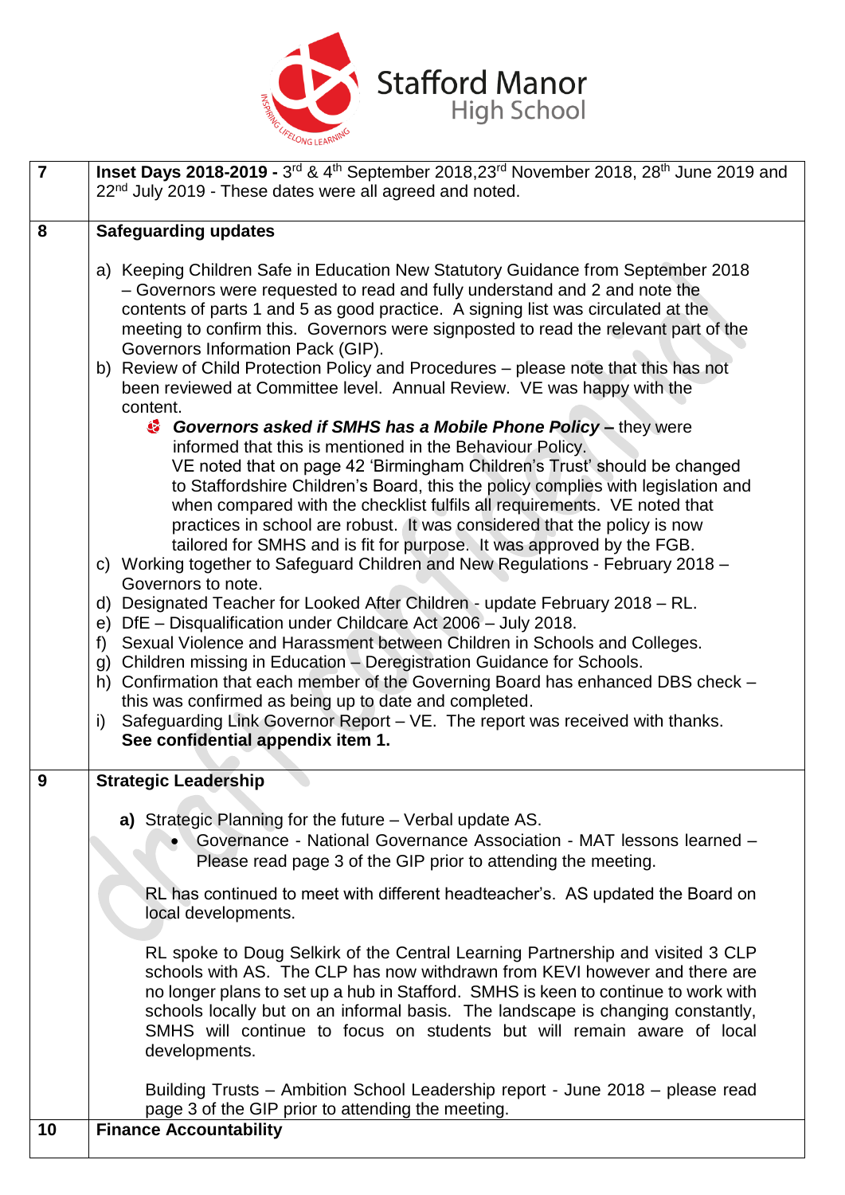| | |
|---|---|
| **7** | **Inset Days 2018-2019 -** 3rd & 4th September 2018, 23rd November 2018, 28th June 2019 and 22nd July 2019 - These dates were all agreed and noted. |
| **8** | **Safeguarding updates**<br><br>a) Keeping Children Safe in Education New Statutory Guidance from September 2018 – Governors were requested to read and fully understand and 2 and note the contents of parts 1 and 5 as good practice. A signing list was circulated at the meeting to confirm this. Governors were signposted to read the relevant part of the Governors Information Pack (GIP).<br>b) Review of Child Protection Policy and Procedures – please note that this has not been reviewed at Committee level. Annual Review. VE was happy with the content.<br>• ***Governors asked if SMHS has a Mobile Phone Policy* –** they were informed that this is mentioned in the Behaviour Policy.<br>VE noted that on page 42 'Birmingham Children's Trust' should be changed to Staffordshire Children's Board, this the policy complies with legislation and when compared with the checklist fulfils all requirements. VE noted that practices in school are robust. It was considered that the policy is now tailored for SMHS and is fit for purpose. It was approved by the FGB.<br>c) Working together to Safeguard Children and New Regulations - February 2018 – Governors to note.<br>d) Designated Teacher for Looked After Children - update February 2018 – RL.<br>e) DfE – Disqualification under Childcare Act 2006 – July 2018.<br>f) Sexual Violence and Harassment between Children in Schools and Colleges.<br>g) Children missing in Education – Deregistration Guidance for Schools.<br>h) Confirmation that each member of the Governing Board has enhanced DBS check – this was confirmed as being up to date and completed.<br>i) Safeguarding Link Governor Report – VE. The report was received with thanks. **See confidential appendix item 1.** |
| **9** | **Strategic Leadership**<br><br>**a)** Strategic Planning for the future – Verbal update AS.<br>• Governance - National Governance Association - MAT lessons learned – Please read page 3 of the GIP prior to attending the meeting.<br><br>RL has continued to meet with different headteacher's. AS updated the Board on local developments.<br><br>RL spoke to Doug Selkirk of the Central Learning Partnership and visited 3 CLP schools with AS. The CLP has now withdrawn from KEVI however and there are no longer plans to set up a hub in Stafford. SMHS is keen to continue to work with schools locally but on an informal basis. The landscape is changing constantly, SMHS will continue to focus on students but will remain aware of local developments.<br><br>Building Trusts – Ambition School Leadership report - June 2018 – please read page 3 of the GIP prior to attending the meeting. |
| **10** | **Finance Accountability** |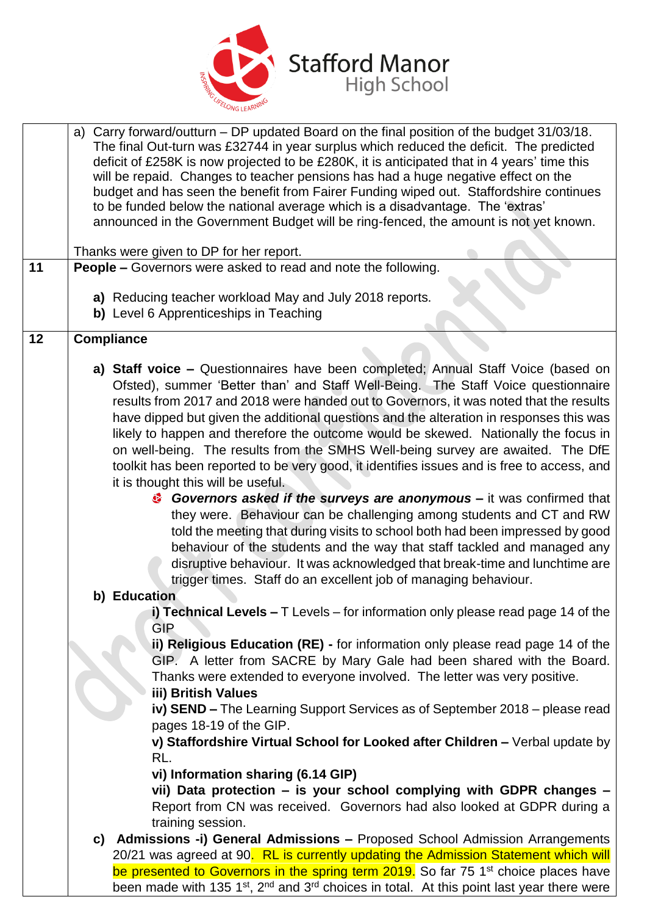| | |
|---|---|
| | a) Carry forward/outturn – DP updated Board on the final position of the budget 31/03/18. The final Out-turn was £32744 in year surplus which reduced the deficit. The predicted deficit of £258K is now projected to be £280K, it is anticipated that in 4 years' time this will be repaid. Changes to teacher pensions has had a huge negative effect on the budget and has seen the benefit from Fairer Funding wiped out. Staffordshire continues to be funded below the national average which is a disadvantage. The 'extras' announced in the Government Budget will be ring-fenced, the amount is not yet known.<br><br>Thanks were given to DP for her report. |
| **11** | **People –** Governors were asked to read and note the following.<br><br>**a)** Reducing teacher workload May and July 2018 reports.<br>**b)** Level 6 Apprenticeships in Teaching |
| **12** | **Compliance**<br><br>**a) Staff voice –** Questionnaires have been completed; Annual Staff Voice (based on Ofsted), summer 'Better than' and Staff Well-Being. The Staff Voice questionnaire results from 2017 and 2018 were handed out to Governors, it was noted that the results have dipped but given the additional questions and the alteration in responses this was likely to happen and therefore the outcome would be skewed. Nationally the focus in on well-being. The results from the SMHS Well-being survey are awaited. The DfE toolkit has been reported to be very good, it identifies issues and is free to access, and it is thought this will be useful.<br>- ***Governors asked if the surveys are anonymous –*** it was confirmed that they were. Behaviour can be challenging among students and CT and RW told the meeting that during visits to school both had been impressed by good behaviour of the students and the way that staff tackled and managed any disruptive behaviour. It was acknowledged that break-time and lunchtime are trigger times. Staff do an excellent job of managing behaviour.<br><br>**b) Education**<br>**i) Technical Levels –** T Levels – for information only please read page 14 of the GIP<br>**ii) Religious Education (RE) -** for information only please read page 14 of the GIP. A letter from SACRE by Mary Gale had been shared with the Board. Thanks were extended to everyone involved. The letter was very positive.<br>**iii) British Values**<br>**iv) SEND –** The Learning Support Services as of September 2018 – please read pages 18-19 of the GIP.<br>**v) Staffordshire Virtual School for Looked after Children –** Verbal update by RL.<br>**vi) Information sharing (6.14 GIP)**<br>**vii) Data protection – is your school complying with GDPR changes –** Report from CN was received. Governors had also looked at GDPR during a training session.<br><br>**c) Admissions -i) General Admissions –** Proposed School Admission Arrangements 20/21 was agreed at 90. RL is currently updating the Admission Statement which will be presented to Governors in the spring term 2019. So far 75 1st choice places have been made with 135 1st, 2nd and 3rd choices in total. At this point last year there were |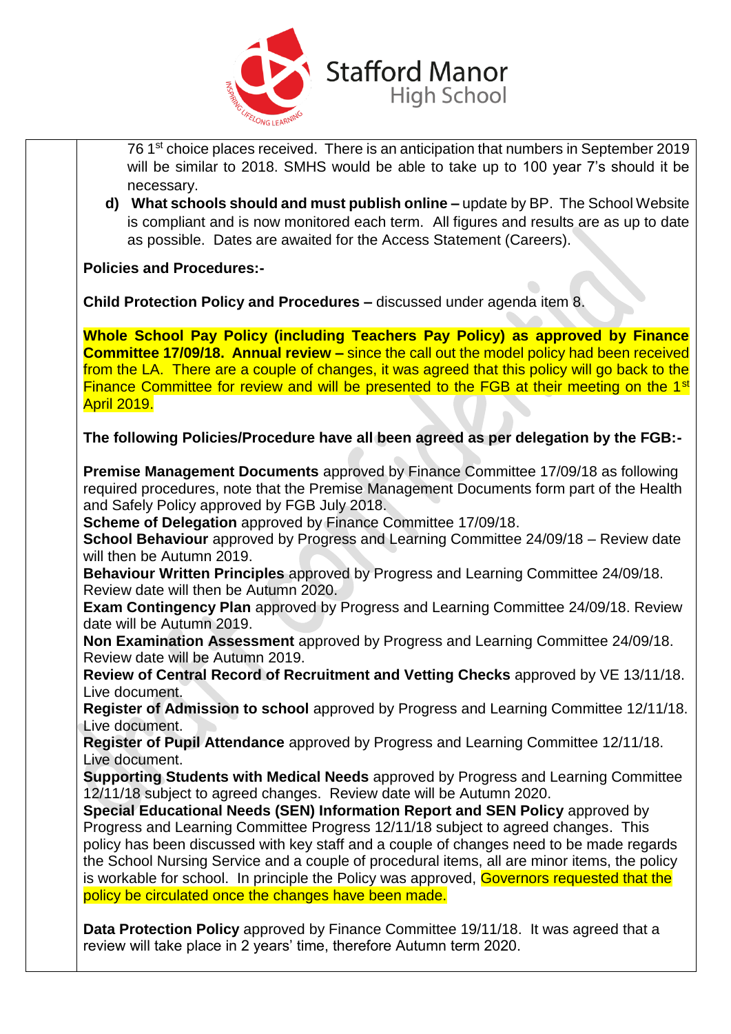76 1st choice places received. There is an anticipation that numbers in September 2019 will be similar to 2018. SMHS would be able to take up to 100 year 7's should it be necessary.

d) **What schools should and must publish online –** update by BP. The School Website is compliant and is now monitored each term. All figures and results are as up to date as possible. Dates are awaited for the Access Statement (Careers).

**Policies and Procedures:-**

**Child Protection Policy and Procedures –** discussed under agenda item 8.

**Whole School Pay Policy (including Teachers Pay Policy) as approved by Finance Committee 17/09/18. Annual review –** since the call out the model policy had been received from the LA. There are a couple of changes, it was agreed that this policy will go back to the Finance Committee for review and will be presented to the FGB at their meeting on the 1st April 2019.

**The following Policies/Procedure have all been agreed as per delegation by the FGB:-**

**Premise Management Documents** approved by Finance Committee 17/09/18 as following required procedures, note that the Premise Management Documents form part of the Health and Safely Policy approved by FGB July 2018.
**Scheme of Delegation** approved by Finance Committee 17/09/18.
**School Behaviour** approved by Progress and Learning Committee 24/09/18 – Review date will then be Autumn 2019.
**Behaviour Written Principles** approved by Progress and Learning Committee 24/09/18. Review date will then be Autumn 2020.
**Exam Contingency Plan** approved by Progress and Learning Committee 24/09/18. Review date will be Autumn 2019.
**Non Examination Assessment** approved by Progress and Learning Committee 24/09/18. Review date will be Autumn 2019.
**Review of Central Record of Recruitment and Vetting Checks** approved by VE 13/11/18. Live document.
**Register of Admission to school** approved by Progress and Learning Committee 12/11/18. Live document.
**Register of Pupil Attendance** approved by Progress and Learning Committee 12/11/18. Live document.
**Supporting Students with Medical Needs** approved by Progress and Learning Committee 12/11/18 subject to agreed changes. Review date will be Autumn 2020.
**Special Educational Needs (SEN) Information Report and SEN Policy** approved by Progress and Learning Committee Progress 12/11/18 subject to agreed changes. This policy has been discussed with key staff and a couple of changes need to be made regards the School Nursing Service and a couple of procedural items, all are minor items, the policy is workable for school. In principle the Policy was approved, Governors requested that the policy be circulated once the changes have been made.

**Data Protection Policy** approved by Finance Committee 19/11/18. It was agreed that a review will take place in 2 years' time, therefore Autumn term 2020.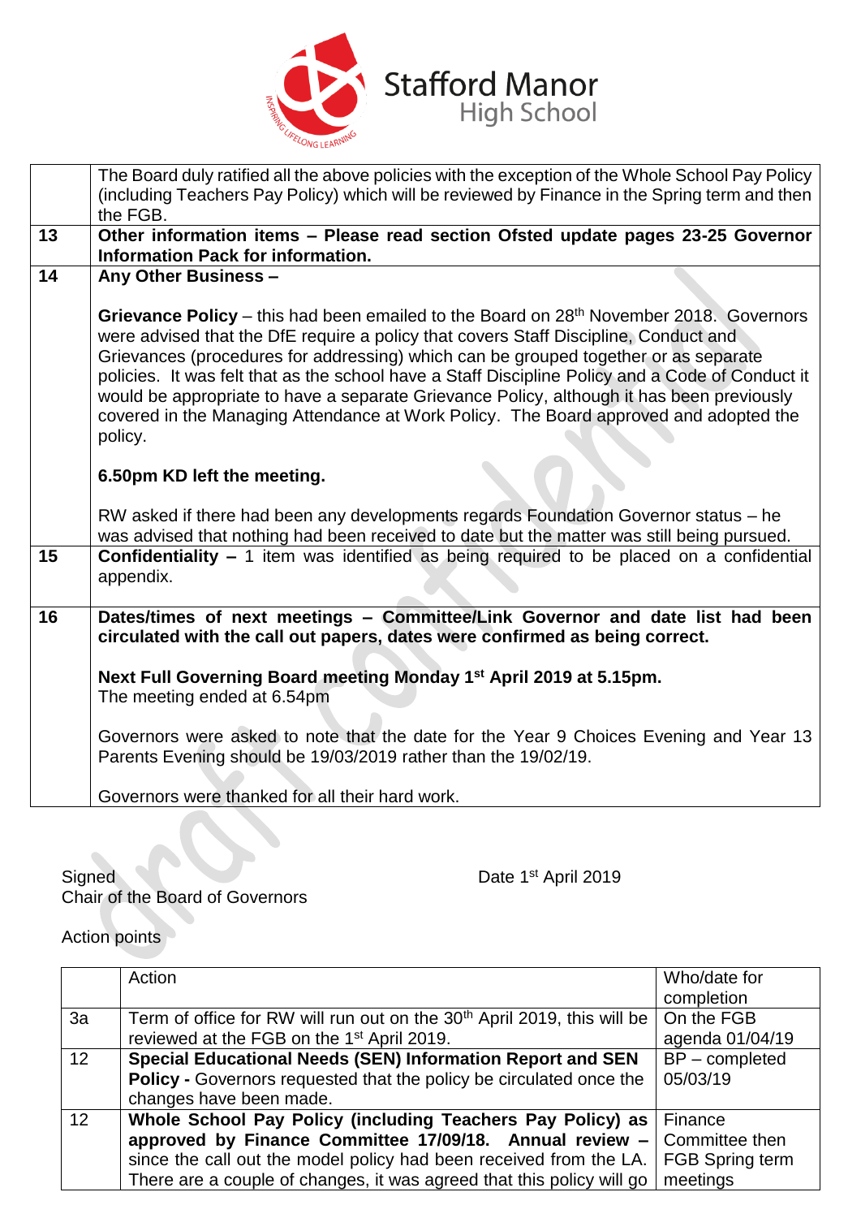| | |
|---|---|
| | The Board duly ratified all the above policies with the exception of the Whole School Pay Policy (including Teachers Pay Policy) which will be reviewed by Finance in the Spring term and then the FGB. |
| **13** | **Other information items – Please read section Ofsted update pages 23-25 Governor Information Pack for information.** |
| **14** | **Any Other Business –** <br><br> **Grievance Policy** – this had been emailed to the Board on 28th November 2018. Governors were advised that the DfE require a policy that covers Staff Discipline, Conduct and Grievances (procedures for addressing) which can be grouped together or as separate policies. It was felt that as the school have a Staff Discipline Policy and a Code of Conduct it would be appropriate to have a separate Grievance Policy, although it has been previously covered in the Managing Attendance at Work Policy. The Board approved and adopted the policy. <br><br> **6.50pm KD left the meeting.** <br><br> RW asked if there had been any developments regards Foundation Governor status – he was advised that nothing had been received to date but the matter was still being pursued. |
| **15** | **Confidentiality –** 1 item was identified as being required to be placed on a confidential appendix. |
| **16** | **Dates/times of next meetings – Committee/Link Governor and date list had been circulated with the call out papers, dates were confirmed as being correct.** <br><br> **Next Full Governing Board meeting Monday 1st April 2019 at 5.15pm.** <br> The meeting ended at 6.54pm <br><br> Governors were asked to note that the date for the Year 9 Choices Evening and Year 13 Parents Evening should be 19/03/2019 rather than the 19/02/19. <br><br> Governors were thanked for all their hard work. |

Signed
Chair of the Board of Governors

Date 1st April 2019

Action points

| | Action | Who/date for completion |
|---|---|---|
| 3a | Term of office for RW will run out on the 30th April 2019, this will be reviewed at the FGB on the 1st April 2019. | On the FGB agenda 01/04/19 |
| 12 | **Special Educational Needs (SEN) Information Report and SEN Policy -** Governors requested that the policy be circulated once the changes have been made. | BP – completed 05/03/19 |
| 12 | **Whole School Pay Policy (including Teachers Pay Policy) as approved by Finance Committee 17/09/18. Annual review –** since the call out the model policy had been received from the LA. There are a couple of changes, it was agreed that this policy will go | Finance Committee then FGB Spring term meetings |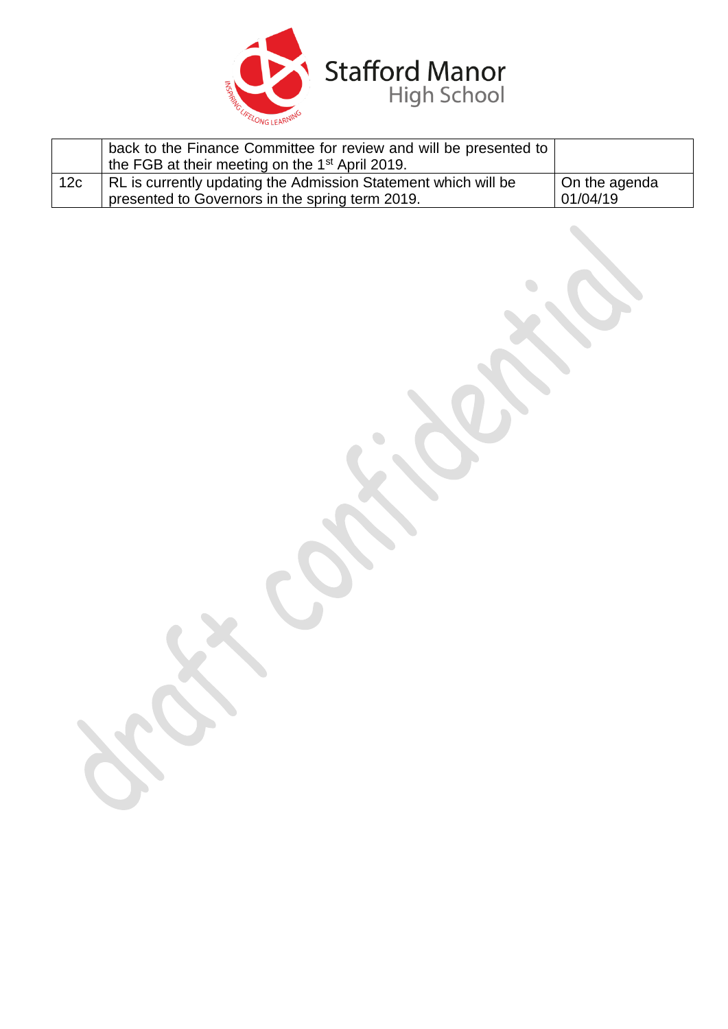| | | |
|---|---|---|
| | back to the Finance Committee for review and will be presented to the FGB at their meeting on the 1st April 2019. | |
| 12c | RL is currently updating the Admission Statement which will be presented to Governors in the spring term 2019. | On the agenda 01/04/19 |